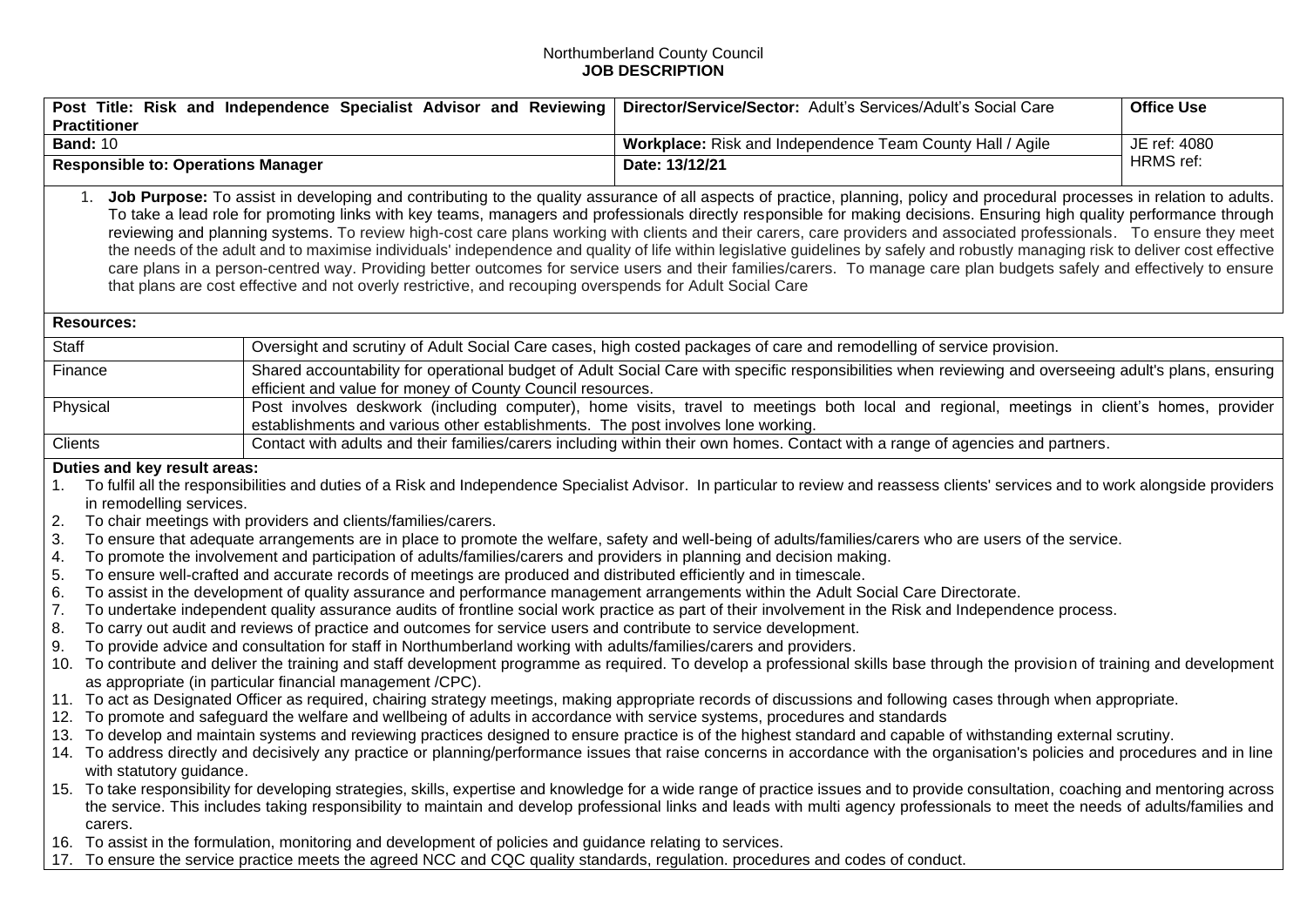Northumberland County Council

**JOB DESCRIPTION**

| **Post Title: Risk and Independence Specialist Advisor and Reviewing Practitioner** | **Director/Service/Sector:** Adult's Services/Adult's Social Care | **Office Use** |
|---|---|---|
| **Band:** 10 | **Workplace:** Risk and Independence Team County Hall / Agile | JE ref: 4080 HRMS ref: |
| **Responsible to: Operations Manager** | **Date: 13/12/21** | |

1. **Job Purpose:** To assist in developing and contributing to the quality assurance of all aspects of practice, planning, policy and procedural processes in relation to adults. To take a lead role for promoting links with key teams, managers and professionals directly responsible for making decisions. Ensuring high quality performance through reviewing and planning systems. To review high-cost care plans working with clients and their carers, care providers and associated professionals. To ensure they meet the needs of the adult and to maximise individuals' independence and quality of life within legislative guidelines by safely and robustly managing risk to deliver cost effective care plans in a person-centred way. Providing better outcomes for service users and their families/carers. To manage care plan budgets safely and effectively to ensure that plans are cost effective and not overly restrictive, and recouping overspends for Adult Social Care

**Resources:**

| | |
|---|---|
| Staff | Oversight and scrutiny of Adult Social Care cases, high costed packages of care and remodelling of service provision. |
| Finance | Shared accountability for operational budget of Adult Social Care with specific responsibilities when reviewing and overseeing adult's plans, ensuring efficient and value for money of County Council resources. |
| Physical | Post involves deskwork (including computer), home visits, travel to meetings both local and regional, meetings in client's homes, provider establishments and various other establishments. The post involves lone working. |
| Clients | Contact with adults and their families/carers including within their own homes. Contact with a range of agencies and partners. |

**Duties and key result areas:**

1. To fulfil all the responsibilities and duties of a Risk and Independence Specialist Advisor. In particular to review and reassess clients' services and to work alongside providers in remodelling services.
2. To chair meetings with providers and clients/families/carers.
3. To ensure that adequate arrangements are in place to promote the welfare, safety and well-being of adults/families/carers who are users of the service.
4. To promote the involvement and participation of adults/families/carers and providers in planning and decision making.
5. To ensure well-crafted and accurate records of meetings are produced and distributed efficiently and in timescale.
6. To assist in the development of quality assurance and performance management arrangements within the Adult Social Care Directorate.
7. To undertake independent quality assurance audits of frontline social work practice as part of their involvement in the Risk and Independence process.
8. To carry out audit and reviews of practice and outcomes for service users and contribute to service development.
9. To provide advice and consultation for staff in Northumberland working with adults/families/carers and providers.
10. To contribute and deliver the training and staff development programme as required. To develop a professional skills base through the provision of training and development as appropriate (in particular financial management /CPC).
11. To act as Designated Officer as required, chairing strategy meetings, making appropriate records of discussions and following cases through when appropriate.
12. To promote and safeguard the welfare and wellbeing of adults in accordance with service systems, procedures and standards
13. To develop and maintain systems and reviewing practices designed to ensure practice is of the highest standard and capable of withstanding external scrutiny.
14. To address directly and decisively any practice or planning/performance issues that raise concerns in accordance with the organisation's policies and procedures and in line with statutory guidance.
15. To take responsibility for developing strategies, skills, expertise and knowledge for a wide range of practice issues and to provide consultation, coaching and mentoring across the service. This includes taking responsibility to maintain and develop professional links and leads with multi agency professionals to meet the needs of adults/families and carers.
16. To assist in the formulation, monitoring and development of policies and guidance relating to services.
17. To ensure the service practice meets the agreed NCC and CQC quality standards, regulation. procedures and codes of conduct.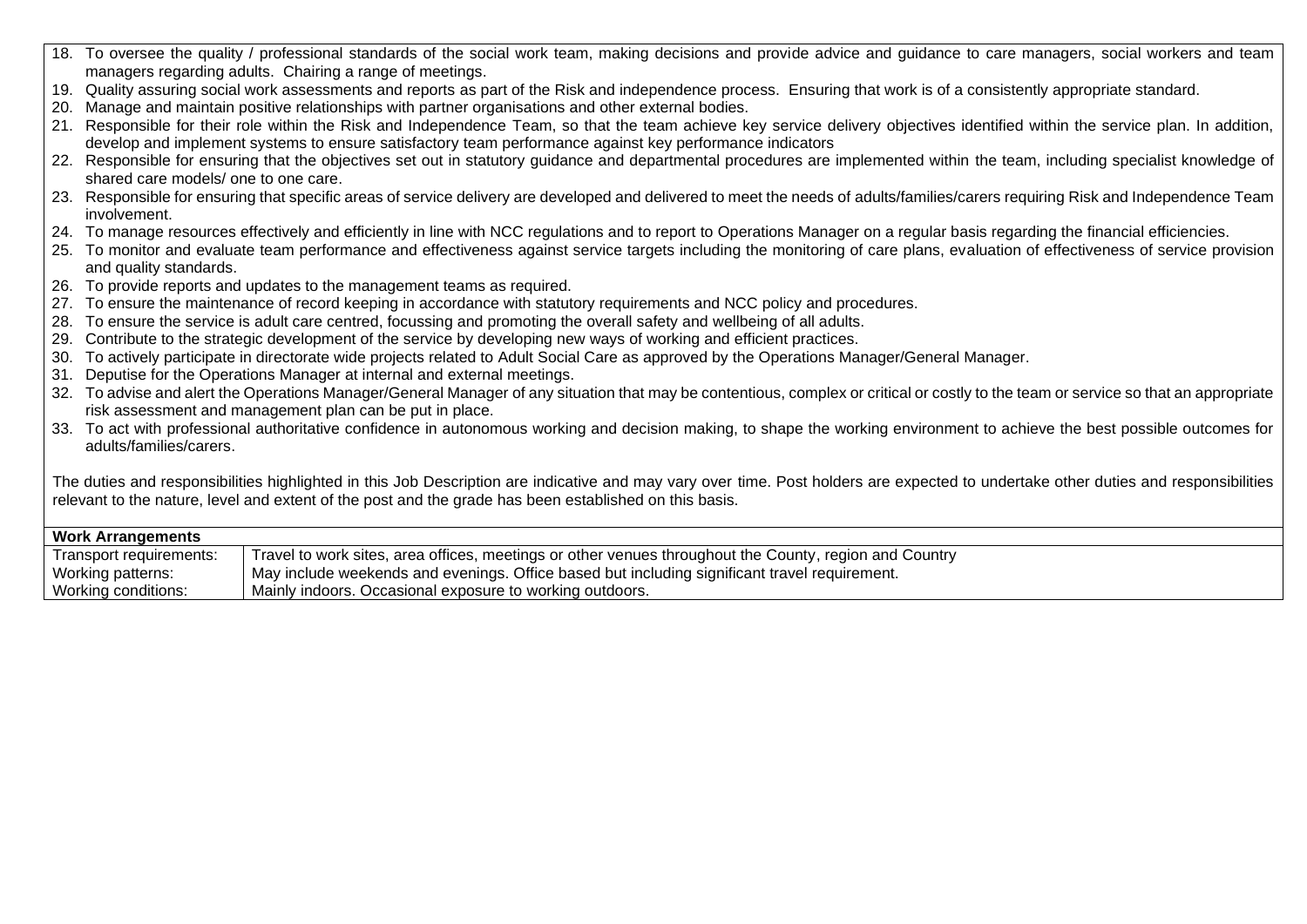18. To oversee the quality / professional standards of the social work team, making decisions and provide advice and guidance to care managers, social workers and team managers regarding adults. Chairing a range of meetings.
19. Quality assuring social work assessments and reports as part of the Risk and independence process. Ensuring that work is of a consistently appropriate standard.
20. Manage and maintain positive relationships with partner organisations and other external bodies.
21. Responsible for their role within the Risk and Independence Team, so that the team achieve key service delivery objectives identified within the service plan. In addition, develop and implement systems to ensure satisfactory team performance against key performance indicators
22. Responsible for ensuring that the objectives set out in statutory guidance and departmental procedures are implemented within the team, including specialist knowledge of shared care models/ one to one care.
23. Responsible for ensuring that specific areas of service delivery are developed and delivered to meet the needs of adults/families/carers requiring Risk and Independence Team involvement.
24. To manage resources effectively and efficiently in line with NCC regulations and to report to Operations Manager on a regular basis regarding the financial efficiencies.
25. To monitor and evaluate team performance and effectiveness against service targets including the monitoring of care plans, evaluation of effectiveness of service provision and quality standards.
26. To provide reports and updates to the management teams as required.
27. To ensure the maintenance of record keeping in accordance with statutory requirements and NCC policy and procedures.
28. To ensure the service is adult care centred, focussing and promoting the overall safety and wellbeing of all adults.
29. Contribute to the strategic development of the service by developing new ways of working and efficient practices.
30. To actively participate in directorate wide projects related to Adult Social Care as approved by the Operations Manager/General Manager.
31. Deputise for the Operations Manager at internal and external meetings.
32. To advise and alert the Operations Manager/General Manager of any situation that may be contentious, complex or critical or costly to the team or service so that an appropriate risk assessment and management plan can be put in place.
33. To act with professional authoritative confidence in autonomous working and decision making, to shape the working environment to achieve the best possible outcomes for adults/families/carers.

The duties and responsibilities highlighted in this Job Description are indicative and may vary over time. Post holders are expected to undertake other duties and responsibilities relevant to the nature, level and extent of the post and the grade has been established on this basis.

| **Work Arrangements** | |
|---|---|
| Transport requirements: | Travel to work sites, area offices, meetings or other venues throughout the County, region and Country |
| Working patterns: | May include weekends and evenings. Office based but including significant travel requirement. |
| Working conditions: | Mainly indoors. Occasional exposure to working outdoors. |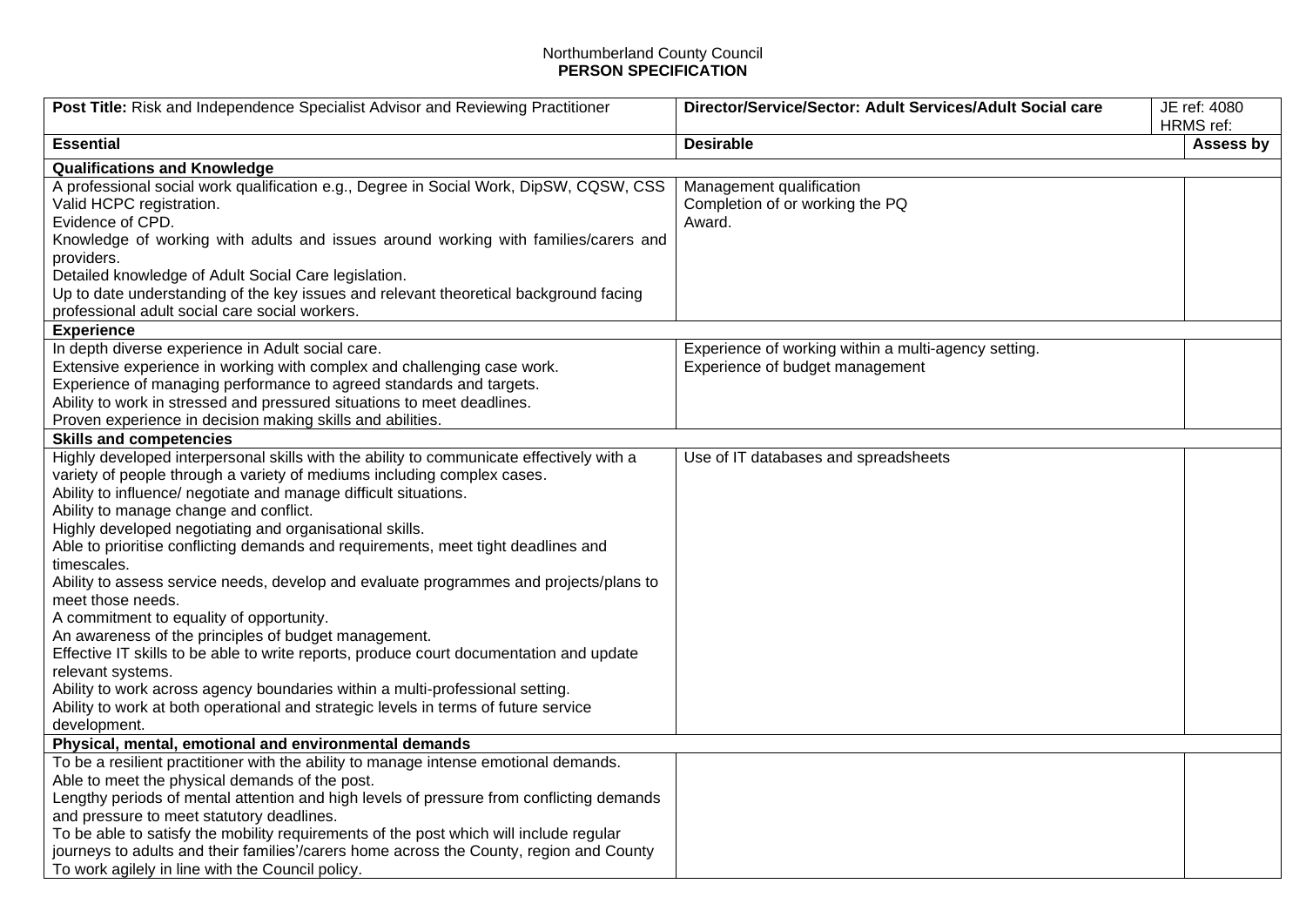Northumberland County Council
**PERSON SPECIFICATION**

| **Post Title:** Risk and Independence Specialist Advisor and Reviewing Practitioner | **Director/Service/Sector: Adult Services/Adult Social care** | JE ref: 4080<br>HRMS ref: |
|---|---|---|
| **Essential** | **Desirable** | **Assess by** |
| **Qualifications and Knowledge** | | |
| A professional social work qualification e.g., Degree in Social Work, DipSW, CQSW, CSS<br>Valid HCPC registration.<br>Evidence of CPD.<br>Knowledge of working with adults and issues around working with families/carers and providers.<br>Detailed knowledge of Adult Social Care legislation.<br>Up to date understanding of the key issues and relevant theoretical background facing professional adult social care social workers. | Management qualification<br>Completion of or working the PQ Award. | |
| **Experience** | | |
| In depth diverse experience in Adult social care.<br>Extensive experience in working with complex and challenging case work.<br>Experience of managing performance to agreed standards and targets.<br>Ability to work in stressed and pressured situations to meet deadlines.<br>Proven experience in decision making skills and abilities. | Experience of working within a multi-agency setting.<br>Experience of budget management | |
| **Skills and competencies** | | |
| Highly developed interpersonal skills with the ability to communicate effectively with a variety of people through a variety of mediums including complex cases.<br>Ability to influence/ negotiate and manage difficult situations.<br>Ability to manage change and conflict.<br>Highly developed negotiating and organisational skills.<br>Able to prioritise conflicting demands and requirements, meet tight deadlines and timescales.<br>Ability to assess service needs, develop and evaluate programmes and projects/plans to meet those needs.<br>A commitment to equality of opportunity.<br>An awareness of the principles of budget management.<br>Effective IT skills to be able to write reports, produce court documentation and update relevant systems.<br>Ability to work across agency boundaries within a multi-professional setting.<br>Ability to work at both operational and strategic levels in terms of future service development. | Use of IT databases and spreadsheets | |
| **Physical, mental, emotional and environmental demands** | | |
| To be a resilient practitioner with the ability to manage intense emotional demands.<br>Able to meet the physical demands of the post.<br>Lengthy periods of mental attention and high levels of pressure from conflicting demands and pressure to meet statutory deadlines.<br>To be able to satisfy the mobility requirements of the post which will include regular journeys to adults and their families'/carers home across the County, region and County<br>To work agilely in line with the Council policy. | | |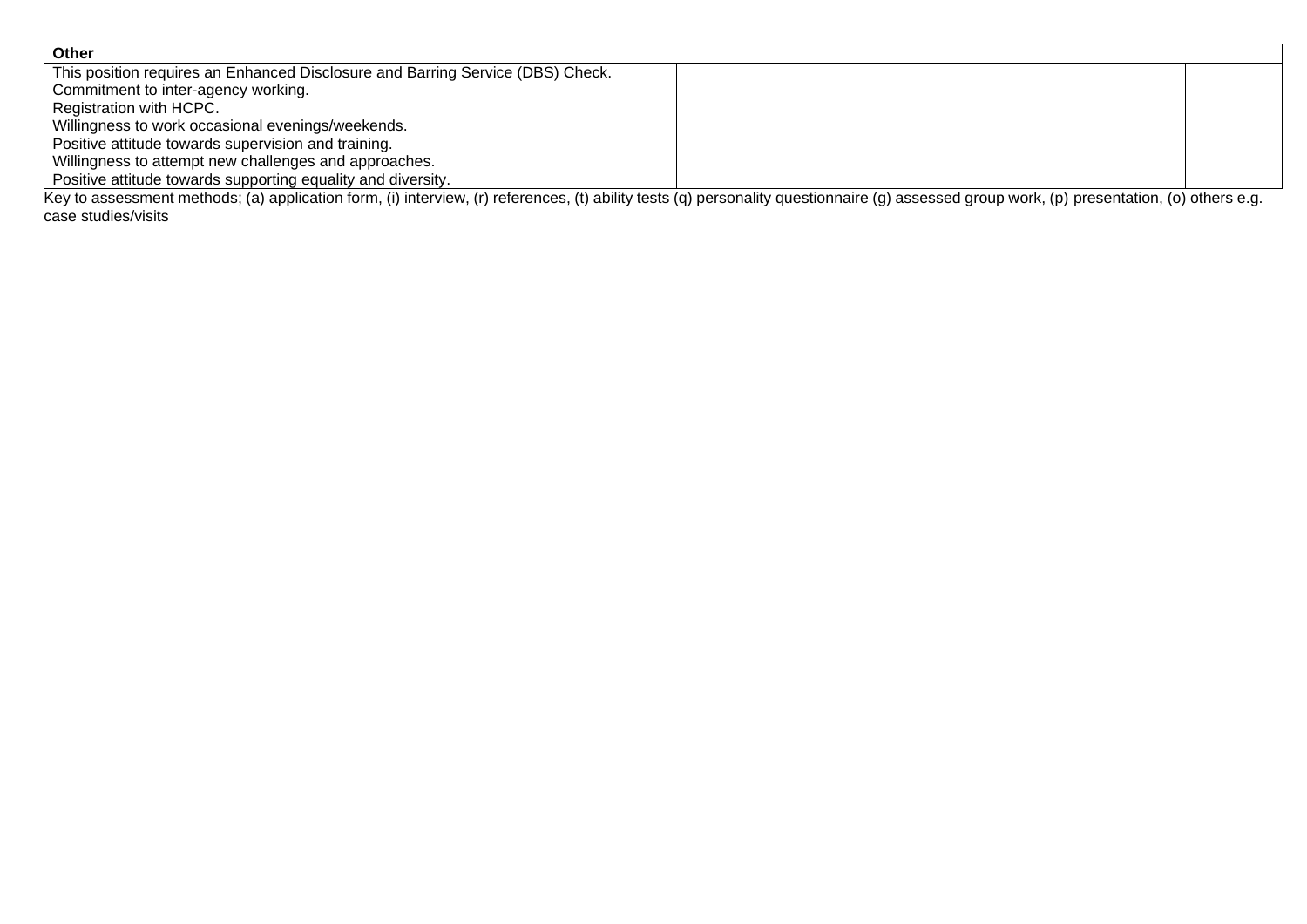| Other | | |
|---|---|---|
| This position requires an Enhanced Disclosure and Barring Service (DBS) Check.<br>Commitment to inter-agency working.<br>Registration with HCPC.<br>Willingness to work occasional evenings/weekends.<br>Positive attitude towards supervision and training.<br>Willingness to attempt new challenges and approaches.<br>Positive attitude towards supporting equality and diversity. | | |

Key to assessment methods; (a) application form, (i) interview, (r) references, (t) ability tests (q) personality questionnaire (g) assessed group work, (p) presentation, (o) others e.g. case studies/visits